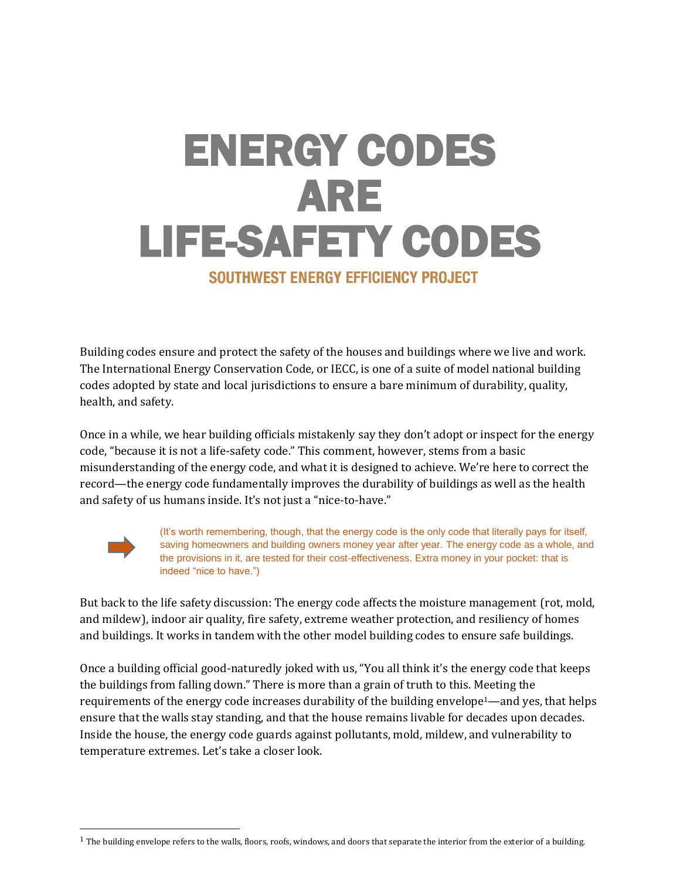# ENERGY CODES ARE LIFE-SAFETY CODES

## SOUTHWEST ENERGY EFFICIENCY PROJECT

Building codes ensure and protect the safety of the houses and buildings where we live and work. The International Energy Conservation Code, or IECC, is one of a suite of model national building codes adopted by state and local jurisdictions to ensure a bare minimum of durability, quality, health, and safety.

Once in a while, we hear building officials mistakenly say they don't adopt or inspect for the energy code, "because it is not a life-safety code." This comment, however, stems from a basic misunderstanding of the energy code, and what it is designed to achieve. We're here to correct the record—the energy code fundamentally improves the durability of buildings as well as the health and safety of us humans inside. It's not just a "nice-to-have."

(It's worth remembering, though, that the energy code is the only code that literally pays for itself, saving homeowners and building owners money year after year. The energy code as a whole, and the provisions in it, are tested for their cost-effectiveness. Extra money in your pocket: that is indeed "nice to have.")

But back to the life safety discussion: The energy code affects the moisture management (rot, mold, and mildew), indoor air quality, fire safety, extreme weather protection, and resiliency of homes and buildings. It works in tandem with the other model building codes to ensure safe buildings.

Once a building official good-naturedly joked with us, "You all think it's the energy code that keeps the buildings from falling down." There is more than a grain of truth to this. Meeting the requirements of the energy code increases durability of the building envelope[1]—and yes, that helps ensure that the walls stay standing, and that the house remains livable for decades upon decades. Inside the house, the energy code guards against pollutants, mold, mildew, and vulnerability to temperature extremes. Let's take a closer look.

[1] The building envelope refers to the walls, floors, roofs, windows, and doors that separate the interior from the exterior of a building.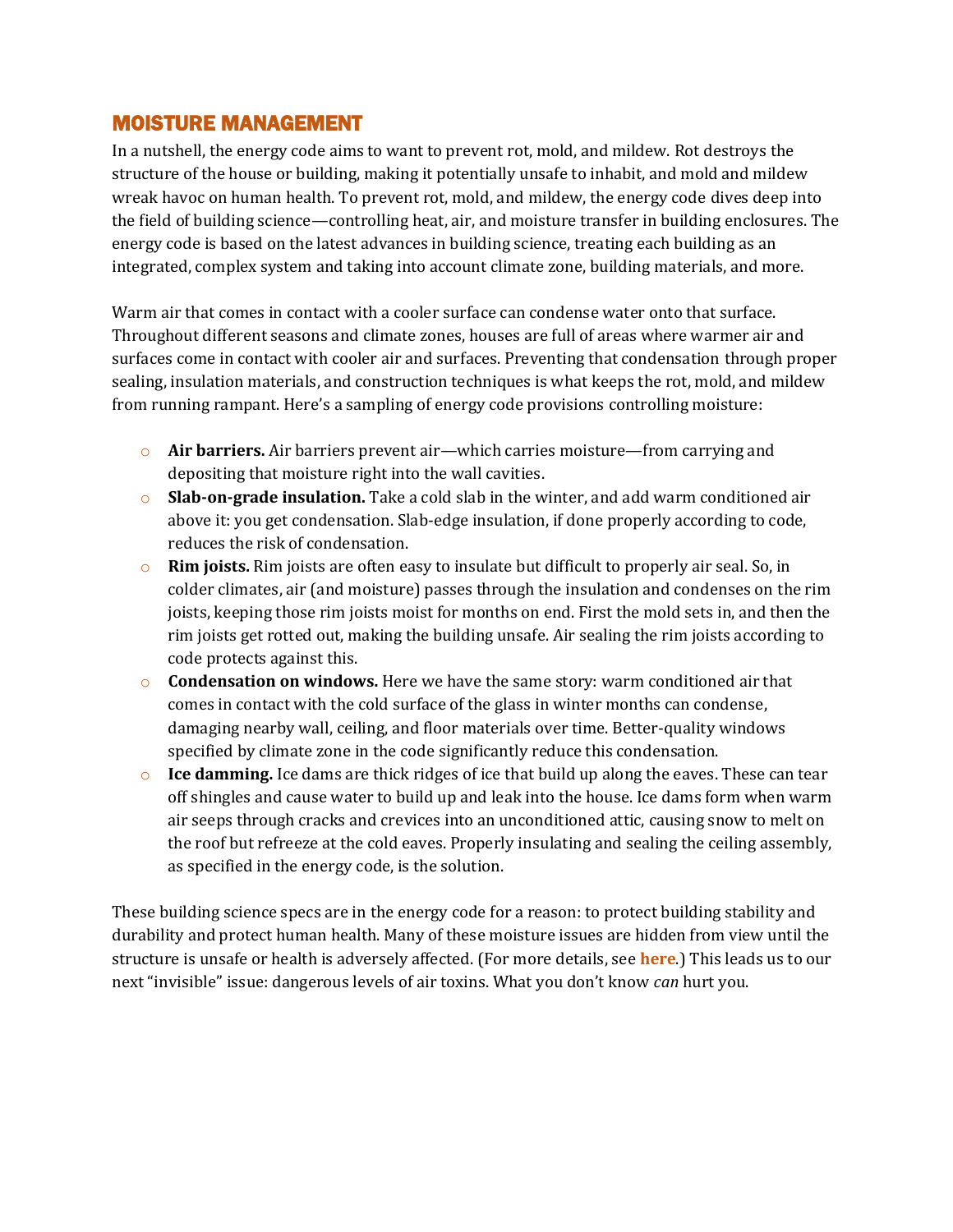## MOISTURE MANAGEMENT

In a nutshell, the energy code aims to want to prevent rot, mold, and mildew. Rot destroys the structure of the house or building, making it potentially unsafe to inhabit, and mold and mildew wreak havoc on human health. To prevent rot, mold, and mildew, the energy code dives deep into the field of building science—controlling heat, air, and moisture transfer in building enclosures. The energy code is based on the latest advances in building science, treating each building as an integrated, complex system and taking into account climate zone, building materials, and more.

Warm air that comes in contact with a cooler surface can condense water onto that surface. Throughout different seasons and climate zones, houses are full of areas where warmer air and surfaces come in contact with cooler air and surfaces. Preventing that condensation through proper sealing, insulation materials, and construction techniques is what keeps the rot, mold, and mildew from running rampant. Here's a sampling of energy code provisions controlling moisture:

- **Air barriers.** Air barriers prevent air—which carries moisture—from carrying and depositing that moisture right into the wall cavities.
- **Slab-on-grade insulation.** Take a cold slab in the winter, and add warm conditioned air above it: you get condensation. Slab-edge insulation, if done properly according to code, reduces the risk of condensation.
- **Rim joists.** Rim joists are often easy to insulate but difficult to properly air seal. So, in colder climates, air (and moisture) passes through the insulation and condenses on the rim joists, keeping those rim joists moist for months on end. First the mold sets in, and then the rim joists get rotted out, making the building unsafe. Air sealing the rim joists according to code protects against this.
- **Condensation on windows.** Here we have the same story: warm conditioned air that comes in contact with the cold surface of the glass in winter months can condense, damaging nearby wall, ceiling, and floor materials over time. Better-quality windows specified by climate zone in the code significantly reduce this condensation.
- **Ice damming.** Ice dams are thick ridges of ice that build up along the eaves. These can tear off shingles and cause water to build up and leak into the house. Ice dams form when warm air seeps through cracks and crevices into an unconditioned attic, causing snow to melt on the roof but refreeze at the cold eaves. Properly insulating and sealing the ceiling assembly, as specified in the energy code, is the solution.

These building science specs are in the energy code for a reason: to protect building stability and durability and protect human health. Many of these moisture issues are hidden from view until the structure is unsafe or health is adversely affected. (For more details, see **here**.) This leads us to our next "invisible" issue: dangerous levels of air toxins. What you don't know *can* hurt you.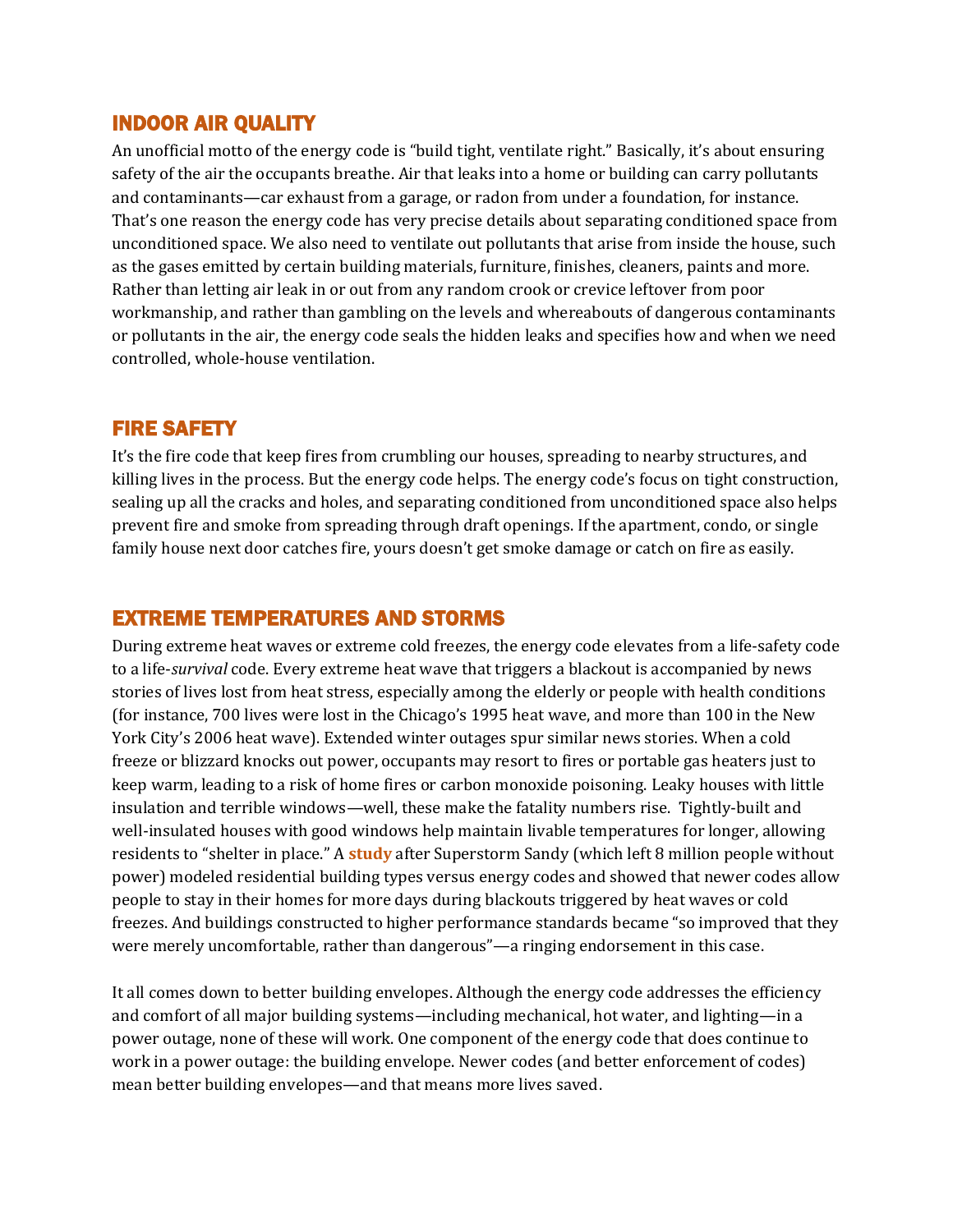## INDOOR AIR QUALITY

An unofficial motto of the energy code is "build tight, ventilate right." Basically, it's about ensuring safety of the air the occupants breathe. Air that leaks into a home or building can carry pollutants and contaminants—car exhaust from a garage, or radon from under a foundation, for instance. That's one reason the energy code has very precise details about separating conditioned space from unconditioned space. We also need to ventilate out pollutants that arise from inside the house, such as the gases emitted by certain building materials, furniture, finishes, cleaners, paints and more. Rather than letting air leak in or out from any random crook or crevice leftover from poor workmanship, and rather than gambling on the levels and whereabouts of dangerous contaminants or pollutants in the air, the energy code seals the hidden leaks and specifies how and when we need controlled, whole-house ventilation.

## FIRE SAFETY

It's the fire code that keep fires from crumbling our houses, spreading to nearby structures, and killing lives in the process. But the energy code helps. The energy code's focus on tight construction, sealing up all the cracks and holes, and separating conditioned from unconditioned space also helps prevent fire and smoke from spreading through draft openings. If the apartment, condo, or single family house next door catches fire, yours doesn't get smoke damage or catch on fire as easily.

## EXTREME TEMPERATURES AND STORMS

During extreme heat waves or extreme cold freezes, the energy code elevates from a life-safety code to a life-*survival* code. Every extreme heat wave that triggers a blackout is accompanied by news stories of lives lost from heat stress, especially among the elderly or people with health conditions (for instance, 700 lives were lost in the Chicago's 1995 heat wave, and more than 100 in the New York City's 2006 heat wave). Extended winter outages spur similar news stories. When a cold freeze or blizzard knocks out power, occupants may resort to fires or portable gas heaters just to keep warm, leading to a risk of home fires or carbon monoxide poisoning. Leaky houses with little insulation and terrible windows—well, these make the fatality numbers rise. Tightly-built and well-insulated houses with good windows help maintain livable temperatures for longer, allowing residents to "shelter in place." A **study** after Superstorm Sandy (which left 8 million people without power) modeled residential building types versus energy codes and showed that newer codes allow people to stay in their homes for more days during blackouts triggered by heat waves or cold freezes. And buildings constructed to higher performance standards became "so improved that they were merely uncomfortable, rather than dangerous"—a ringing endorsement in this case.

It all comes down to better building envelopes. Although the energy code addresses the efficiency and comfort of all major building systems—including mechanical, hot water, and lighting—in a power outage, none of these will work. One component of the energy code that does continue to work in a power outage: the building envelope. Newer codes (and better enforcement of codes) mean better building envelopes—and that means more lives saved.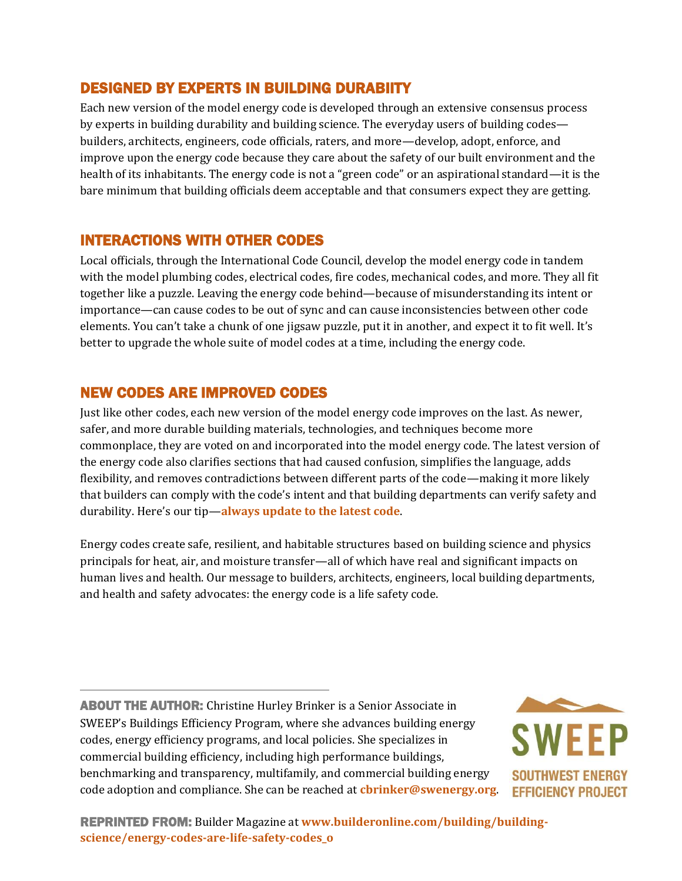## DESIGNED BY EXPERTS IN BUILDING DURABIITY

Each new version of the model energy code is developed through an extensive consensus process by experts in building durability and building science. The everyday users of building codes—builders, architects, engineers, code officials, raters, and more—develop, adopt, enforce, and improve upon the energy code because they care about the safety of our built environment and the health of its inhabitants. The energy code is not a "green code" or an aspirational standard—it is the bare minimum that building officials deem acceptable and that consumers expect they are getting.

## INTERACTIONS WITH OTHER CODES

Local officials, through the International Code Council, develop the model energy code in tandem with the model plumbing codes, electrical codes, fire codes, mechanical codes, and more. They all fit together like a puzzle. Leaving the energy code behind—because of misunderstanding its intent or importance—can cause codes to be out of sync and can cause inconsistencies between other code elements. You can't take a chunk of one jigsaw puzzle, put it in another, and expect it to fit well. It's better to upgrade the whole suite of model codes at a time, including the energy code.

## NEW CODES ARE IMPROVED CODES

Just like other codes, each new version of the model energy code improves on the last. As newer, safer, and more durable building materials, technologies, and techniques become more commonplace, they are voted on and incorporated into the model energy code. The latest version of the energy code also clarifies sections that had caused confusion, simplifies the language, adds flexibility, and removes contradictions between different parts of the code—making it more likely that builders can comply with the code's intent and that building departments can verify safety and durability. Here's our tip—**always update to the latest code**.

Energy codes create safe, resilient, and habitable structures based on building science and physics principals for heat, air, and moisture transfer—all of which have real and significant impacts on human lives and health. Our message to builders, architects, engineers, local building departments, and health and safety advocates: the energy code is a life safety code.

---

**ABOUT THE AUTHOR:** Christine Hurley Brinker is a Senior Associate in SWEEP's Buildings Efficiency Program, where she advances building energy codes, energy efficiency programs, and local policies. She specializes in commercial building efficiency, including high performance buildings, benchmarking and transparency, multifamily, and commercial building energy code adoption and compliance. She can be reached at **cbrinker@swenergy.org**.

SWEEP
SOUTHWEST ENERGY EFFICIENCY PROJECT

**REPRINTED FROM:** Builder Magazine at **www.builderonline.com/building/building-science/energy-codes-are-life-safety-codes_o**